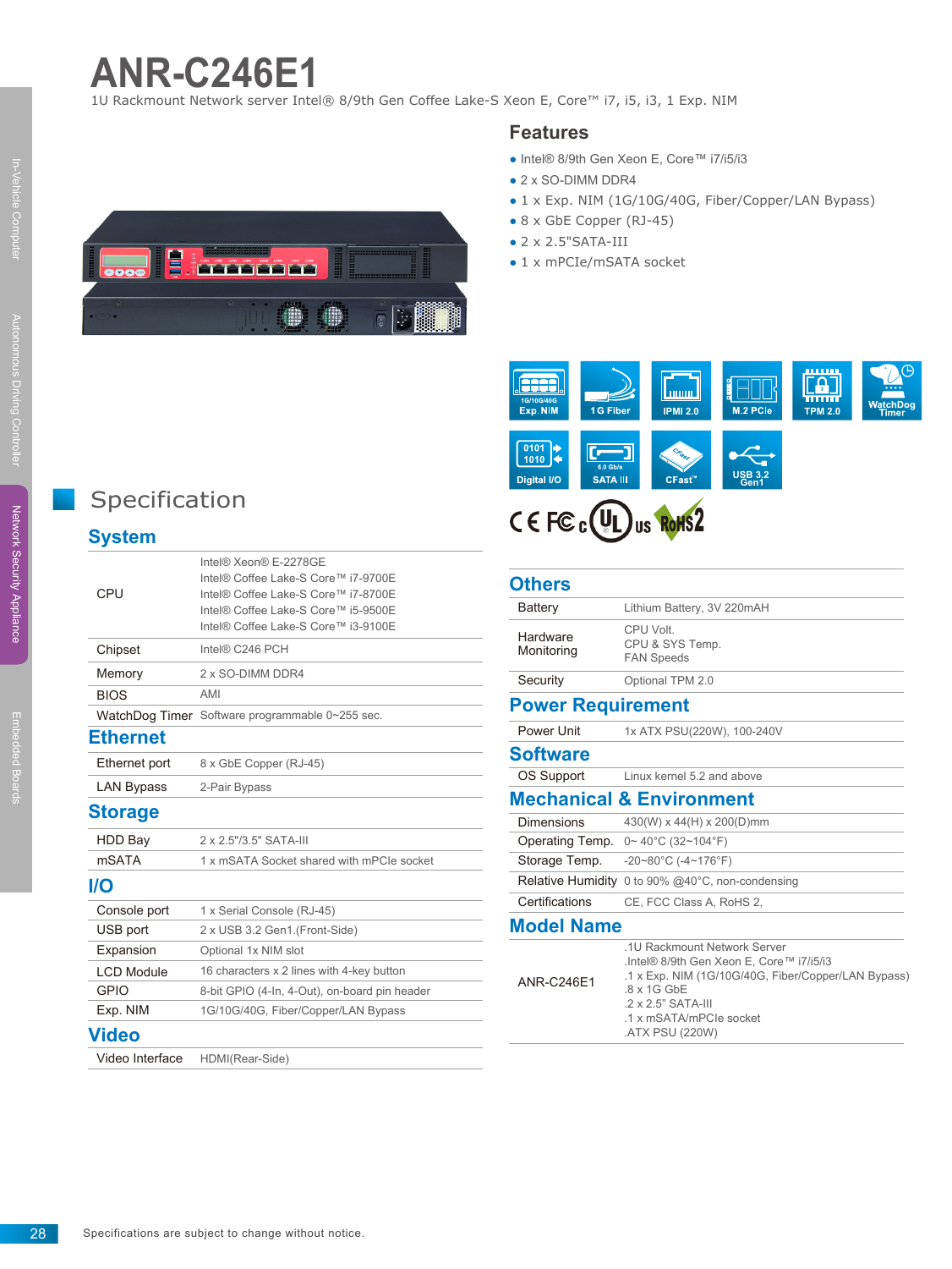# ANR-C246E1

1U Rackmount Network server Intel® 8/9th Gen Coffee Lake-S Xeon E, Core™ i7, i5, i3, 1 Exp. NIM

## Features

- Intel® 8/9th Gen Xeon E, Core™ i7/i5/i3
- 2 x SO-DIMM DDR4
- 1 x Exp. NIM (1G/10G/40G, Fiber/Copper/LAN Bypass)
- 8 x GbE Copper (RJ-45)
- 2 x 2.5"SATA-III
- 1 x mPCIe/mSATA socket

1G/10G/40G Exp. NIM | 1G Fiber | IPMI 2.0 | M.2 PCIe | TPM 2.0 | WatchDog Timer | Digital I/O | 6.0 Gb/s SATA III | CFast™ | USB 3.2 Gen1

## Specification

### System

| | |
|---|---|
| CPU | Intel® Xeon® E-2278GE<br>Intel® Coffee Lake-S Core™ i7-9700E<br>Intel® Coffee Lake-S Core™ i7-8700E<br>Intel® Coffee Lake-S Core™ i5-9500E<br>Intel® Coffee Lake-S Core™ i3-9100E |
| Chipset | Intel® C246 PCH |
| Memory | 2 x SO-DIMM DDR4 |
| BIOS | AMI |
| WatchDog Timer | Software programmable 0~255 sec. |

### Ethernet

| | |
|---|---|
| Ethernet port | 8 x GbE Copper (RJ-45) |
| LAN Bypass | 2-Pair Bypass |

### Storage

| | |
|---|---|
| HDD Bay | 2 x 2.5"/3.5" SATA-III |
| mSATA | 1 x mSATA Socket shared with mPCIe socket |

### I/O

| | |
|---|---|
| Console port | 1 x Serial Console (RJ-45) |
| USB port | 2 x USB 3.2 Gen1.(Front-Side) |
| Expansion | Optional 1x NIM slot |
| LCD Module | 16 characters x 2 lines with 4-key button |
| GPIO | 8-bit GPIO (4-In, 4-Out), on-board pin header |
| Exp. NIM | 1G/10G/40G, Fiber/Copper/LAN Bypass |

### Video

| | |
|---|---|
| Video Interface | HDMI(Rear-Side) |

### Others

| | |
|---|---|
| Battery | Lithium Battery, 3V 220mAH |
| Hardware Monitoring | CPU Volt.<br>CPU & SYS Temp.<br>FAN Speeds |
| Security | Optional TPM 2.0 |

### Power Requirement

| | |
|---|---|
| Power Unit | 1x ATX PSU(220W), 100-240V |

### Software

| | |
|---|---|
| OS Support | Linux kernel 5.2 and above |

### Mechanical & Environment

| | |
|---|---|
| Dimensions | 430(W) x 44(H) x 200(D)mm |
| Operating Temp. | 0~ 40°C (32~104°F) |
| Storage Temp. | -20~80°C (-4~176°F) |
| Relative Humidity | 0 to 90% @40°C, non-condensing |
| Certifications | CE, FCC Class A, RoHS 2, |

### Model Name

| | |
|---|---|
| ANR-C246E1 | .1U Rackmount Network Server<br>.Intel® 8/9th Gen Xeon E, Core™ i7/i5/i3<br>.1 x Exp. NIM (1G/10G/40G, Fiber/Copper/LAN Bypass)<br>.8 x 1G GbE<br>.2 x 2.5" SATA-III<br>.1 x mSATA/mPCIe socket<br>.ATX PSU (220W) |

Specifications are subject to change without notice.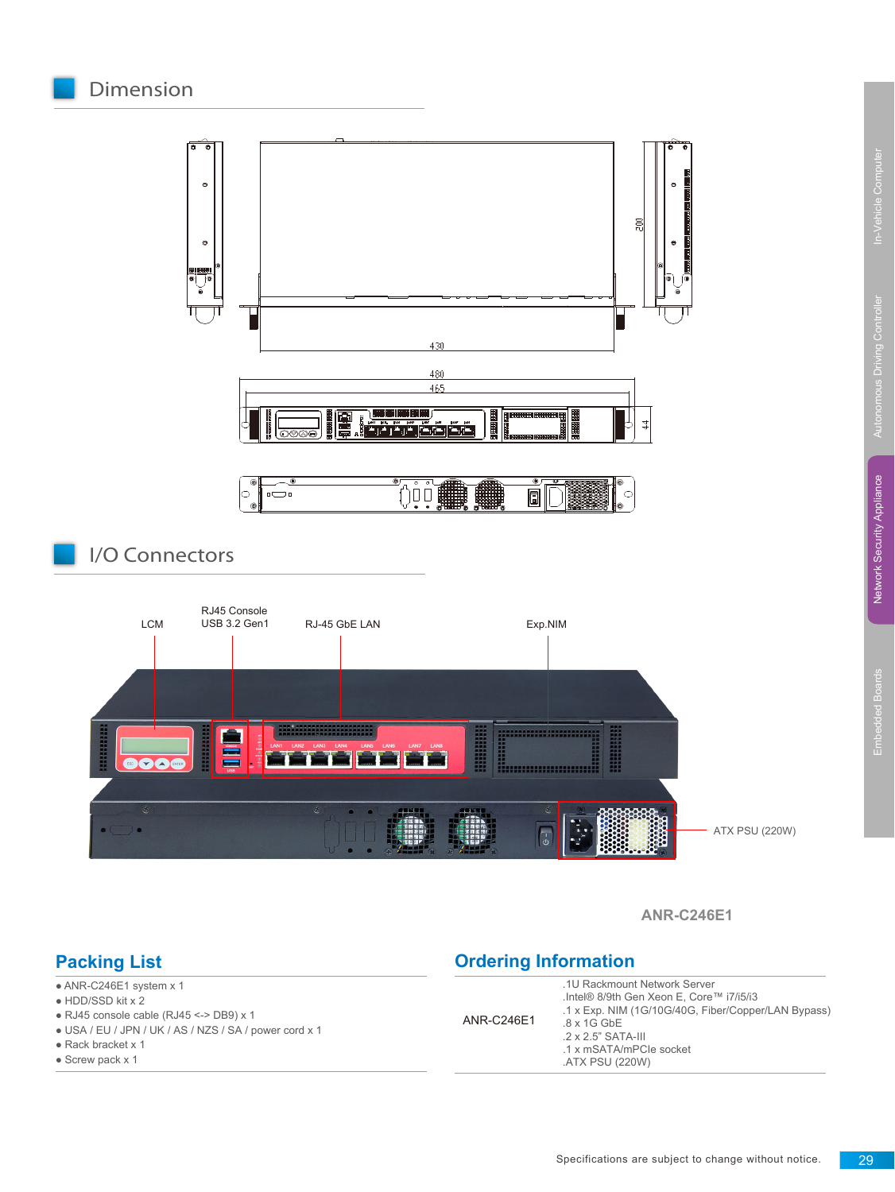## Dimension

430

200

480

465

44

## I/O Connectors

LCM

RJ45 Console
USB 3.2 Gen1

RJ-45 GbE LAN

Exp.NIM

ATX PSU (220W)

ANR-C246E1

## Packing List

- ANR-C246E1 system x 1
- HDD/SSD kit x 2
- RJ45 console cable (RJ45 <-> DB9) x 1
- USA / EU / JPN / UK / AS / NZS / SA / power cord x 1
- Rack bracket x 1
- Screw pack x 1

## Ordering Information

| | |
|---|---|
| ANR-C246E1 | .1U Rackmount Network Server<br>.Intel® 8/9th Gen Xeon E, Core™ i7/i5/i3<br>.1 x Exp. NIM (1G/10G/40G, Fiber/Copper/LAN Bypass)<br>.8 x 1G GbE<br>.2 x 2.5" SATA-III<br>.1 x mSATA/mPCIe socket<br>.ATX PSU (220W) |

Specifications are subject to change without notice.